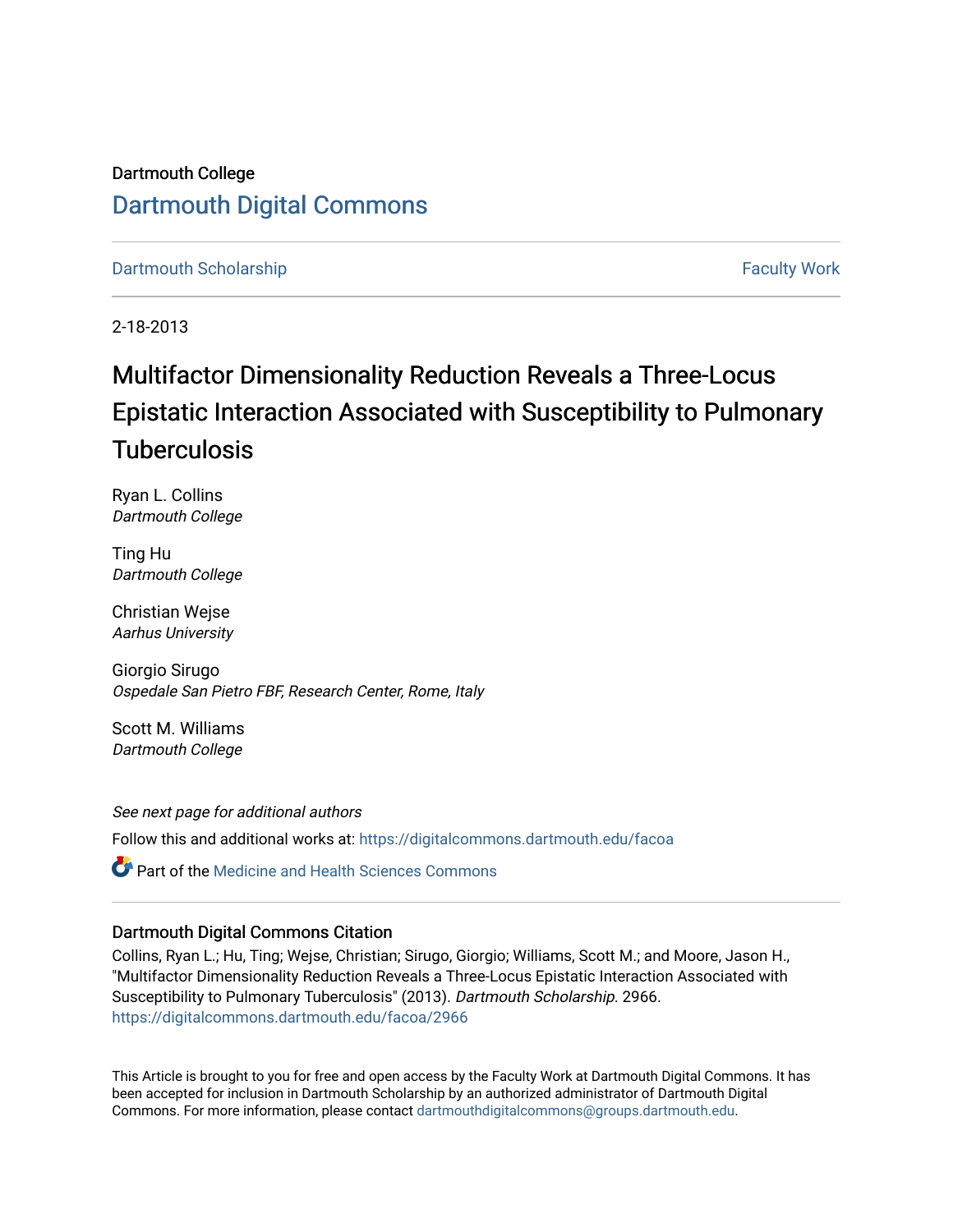Dartmouth College

# Dartmouth Digital Commons

Dartmouth Scholarship | Faculty Work

2-18-2013

# Multifactor Dimensionality Reduction Reveals a Three-Locus Epistatic Interaction Associated with Susceptibility to Pulmonary Tuberculosis

Ryan L. Collins
*Dartmouth College*

Ting Hu
*Dartmouth College*

Christian Wejse
*Aarhus University*

Giorgio Sirugo
*Ospedale San Pietro FBF, Research Center, Rome, Italy*

Scott M. Williams
*Dartmouth College*

*See next page for additional authors*

Follow this and additional works at: https://digitalcommons.dartmouth.edu/facoa

Part of the Medicine and Health Sciences Commons

## Dartmouth Digital Commons Citation

Collins, Ryan L.; Hu, Ting; Wejse, Christian; Sirugo, Giorgio; Williams, Scott M.; and Moore, Jason H., "Multifactor Dimensionality Reduction Reveals a Three-Locus Epistatic Interaction Associated with Susceptibility to Pulmonary Tuberculosis" (2013). *Dartmouth Scholarship*. 2966.
https://digitalcommons.dartmouth.edu/facoa/2966

This Article is brought to you for free and open access by the Faculty Work at Dartmouth Digital Commons. It has been accepted for inclusion in Dartmouth Scholarship by an authorized administrator of Dartmouth Digital Commons. For more information, please contact dartmouthdigitalcommons@groups.dartmouth.edu.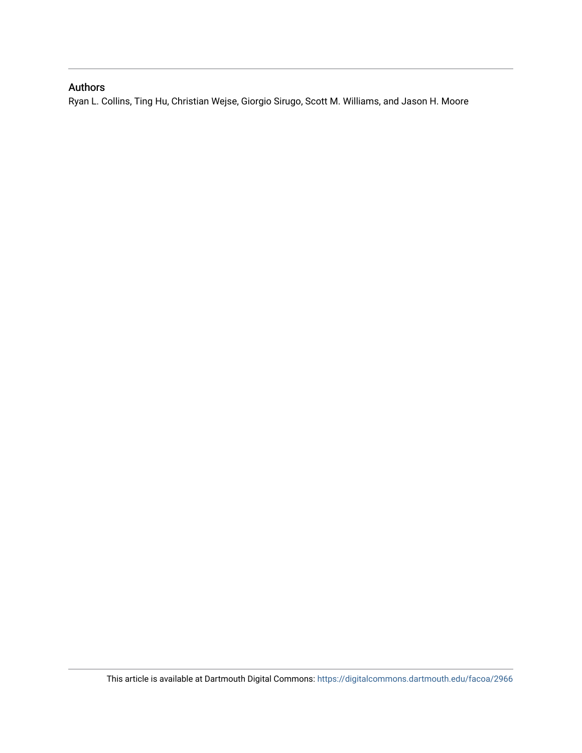## Authors

Ryan L. Collins, Ting Hu, Christian Wejse, Giorgio Sirugo, Scott M. Williams, and Jason H. Moore

This article is available at Dartmouth Digital Commons: https://digitalcommons.dartmouth.edu/facoa/2966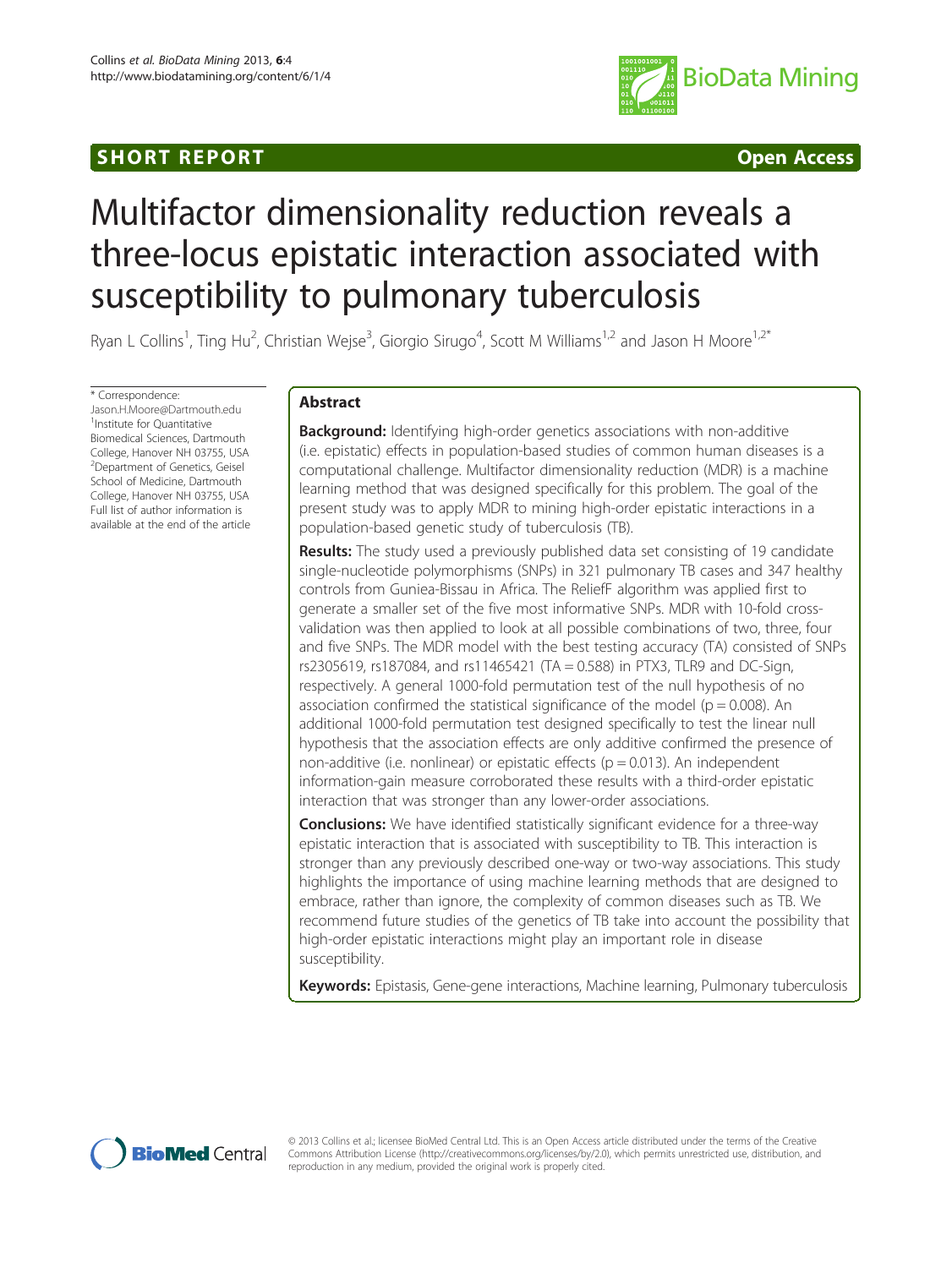# Multifactor dimensionality reduction reveals a three-locus epistatic interaction associated with susceptibility to pulmonary tuberculosis

Ryan L Collins[1], Ting Hu[2], Christian Wejse[3], Giorgio Sirugo[4], Scott M Williams[1,2] and Jason H Moore[1,2*]

\* Correspondence: Jason.H.Moore@Dartmouth.edu
[1]Institute for Quantitative Biomedical Sciences, Dartmouth College, Hanover NH 03755, USA
[2]Department of Genetics, Geisel School of Medicine, Dartmouth College, Hanover NH 03755, USA
Full list of author information is available at the end of the article

## Abstract

**Background:** Identifying high-order genetics associations with non-additive (i.e. epistatic) effects in population-based studies of common human diseases is a computational challenge. Multifactor dimensionality reduction (MDR) is a machine learning method that was designed specifically for this problem. The goal of the present study was to apply MDR to mining high-order epistatic interactions in a population-based genetic study of tuberculosis (TB).

**Results:** The study used a previously published data set consisting of 19 candidate single-nucleotide polymorphisms (SNPs) in 321 pulmonary TB cases and 347 healthy controls from Guniea-Bissau in Africa. The ReliefF algorithm was applied first to generate a smaller set of the five most informative SNPs. MDR with 10-fold cross-validation was then applied to look at all possible combinations of two, three, four and five SNPs. The MDR model with the best testing accuracy (TA) consisted of SNPs rs2305619, rs187084, and rs11465421 (TA = 0.588) in PTX3, TLR9 and DC-Sign, respectively. A general 1000-fold permutation test of the null hypothesis of no association confirmed the statistical significance of the model ($p = 0.008$). An additional 1000-fold permutation test designed specifically to test the linear null hypothesis that the association effects are only additive confirmed the presence of non-additive (i.e. nonlinear) or epistatic effects ($p = 0.013$). An independent information-gain measure corroborated these results with a third-order epistatic interaction that was stronger than any lower-order associations.

**Conclusions:** We have identified statistically significant evidence for a three-way epistatic interaction that is associated with susceptibility to TB. This interaction is stronger than any previously described one-way or two-way associations. This study highlights the importance of using machine learning methods that are designed to embrace, rather than ignore, the complexity of common diseases such as TB. We recommend future studies of the genetics of TB take into account the possibility that high-order epistatic interactions might play an important role in disease susceptibility.

**Keywords:** Epistasis, Gene-gene interactions, Machine learning, Pulmonary tuberculosis

© 2013 Collins et al.; licensee BioMed Central Ltd. This is an Open Access article distributed under the terms of the Creative Commons Attribution License (http://creativecommons.org/licenses/by/2.0), which permits unrestricted use, distribution, and reproduction in any medium, provided the original work is properly cited.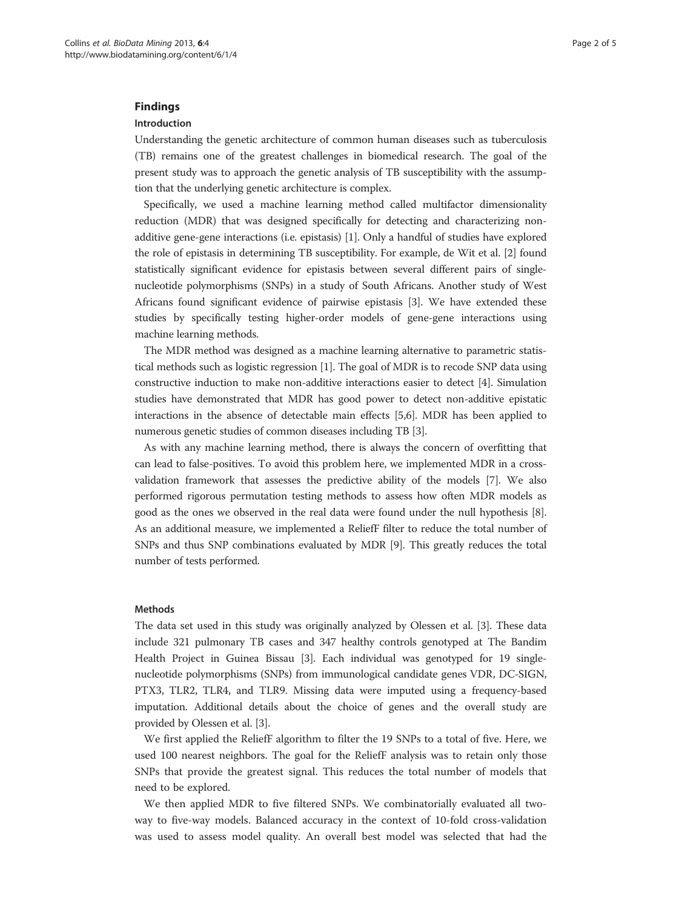## Findings

### Introduction

Understanding the genetic architecture of common human diseases such as tuberculosis (TB) remains one of the greatest challenges in biomedical research. The goal of the present study was to approach the genetic analysis of TB susceptibility with the assumption that the underlying genetic architecture is complex.

Specifically, we used a machine learning method called multifactor dimensionality reduction (MDR) that was designed specifically for detecting and characterizing non-additive gene-gene interactions (i.e. epistasis) [1]. Only a handful of studies have explored the role of epistasis in determining TB susceptibility. For example, de Wit et al. [2] found statistically significant evidence for epistasis between several different pairs of single-nucleotide polymorphisms (SNPs) in a study of South Africans. Another study of West Africans found significant evidence of pairwise epistasis [3]. We have extended these studies by specifically testing higher-order models of gene-gene interactions using machine learning methods.

The MDR method was designed as a machine learning alternative to parametric statistical methods such as logistic regression [1]. The goal of MDR is to recode SNP data using constructive induction to make non-additive interactions easier to detect [4]. Simulation studies have demonstrated that MDR has good power to detect non-additive epistatic interactions in the absence of detectable main effects [5,6]. MDR has been applied to numerous genetic studies of common diseases including TB [3].

As with any machine learning method, there is always the concern of overfitting that can lead to false-positives. To avoid this problem here, we implemented MDR in a cross-validation framework that assesses the predictive ability of the models [7]. We also performed rigorous permutation testing methods to assess how often MDR models as good as the ones we observed in the real data were found under the null hypothesis [8]. As an additional measure, we implemented a ReliefF filter to reduce the total number of SNPs and thus SNP combinations evaluated by MDR [9]. This greatly reduces the total number of tests performed.

### Methods

The data set used in this study was originally analyzed by Olessen et al. [3]. These data include 321 pulmonary TB cases and 347 healthy controls genotyped at The Bandim Health Project in Guinea Bissau [3]. Each individual was genotyped for 19 single-nucleotide polymorphisms (SNPs) from immunological candidate genes VDR, DC-SIGN, PTX3, TLR2, TLR4, and TLR9. Missing data were imputed using a frequency-based imputation. Additional details about the choice of genes and the overall study are provided by Olessen et al. [3].

We first applied the ReliefF algorithm to filter the 19 SNPs to a total of five. Here, we used 100 nearest neighbors. The goal for the ReliefF analysis was to retain only those SNPs that provide the greatest signal. This reduces the total number of models that need to be explored.

We then applied MDR to five filtered SNPs. We combinatorially evaluated all two-way to five-way models. Balanced accuracy in the context of 10-fold cross-validation was used to assess model quality. An overall best model was selected that had the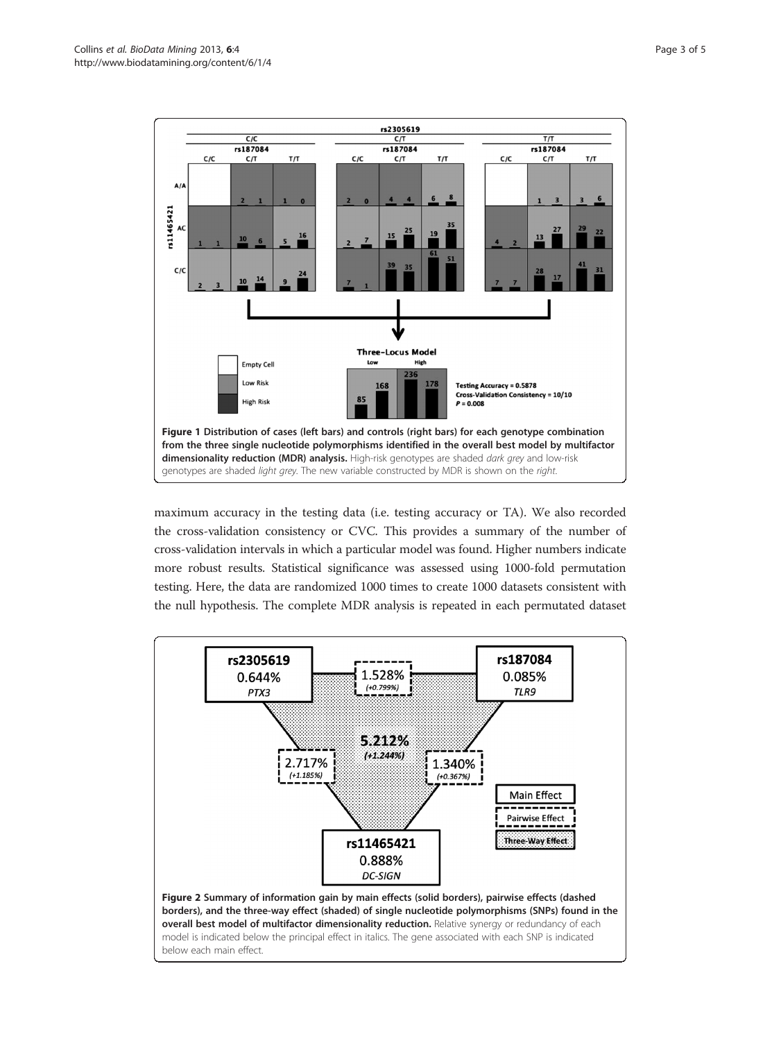Figure 1 Distribution of cases (left bars) and controls (right bars) for each genotype combination from the three single nucleotide polymorphisms identified in the overall best model by multifactor dimensionality reduction (MDR) analysis. High-risk genotypes are shaded *dark grey* and low-risk genotypes are shaded *light grey*. The new variable constructed by MDR is shown on the *right*.

maximum accuracy in the testing data (i.e. testing accuracy or TA). We also recorded the cross-validation consistency or CVC. This provides a summary of the number of cross-validation intervals in which a particular model was found. Higher numbers indicate more robust results. Statistical significance was assessed using 1000-fold permutation testing. Here, the data are randomized 1000 times to create 1000 datasets consistent with the null hypothesis. The complete MDR analysis is repeated in each permutated dataset

Figure 2 Summary of information gain by main effects (solid borders), pairwise effects (dashed borders), and the three-way effect (shaded) of single nucleotide polymorphisms (SNPs) found in the overall best model of multifactor dimensionality reduction. Relative synergy or redundancy of each model is indicated below the principal effect in italics. The gene associated with each SNP is indicated below each main effect.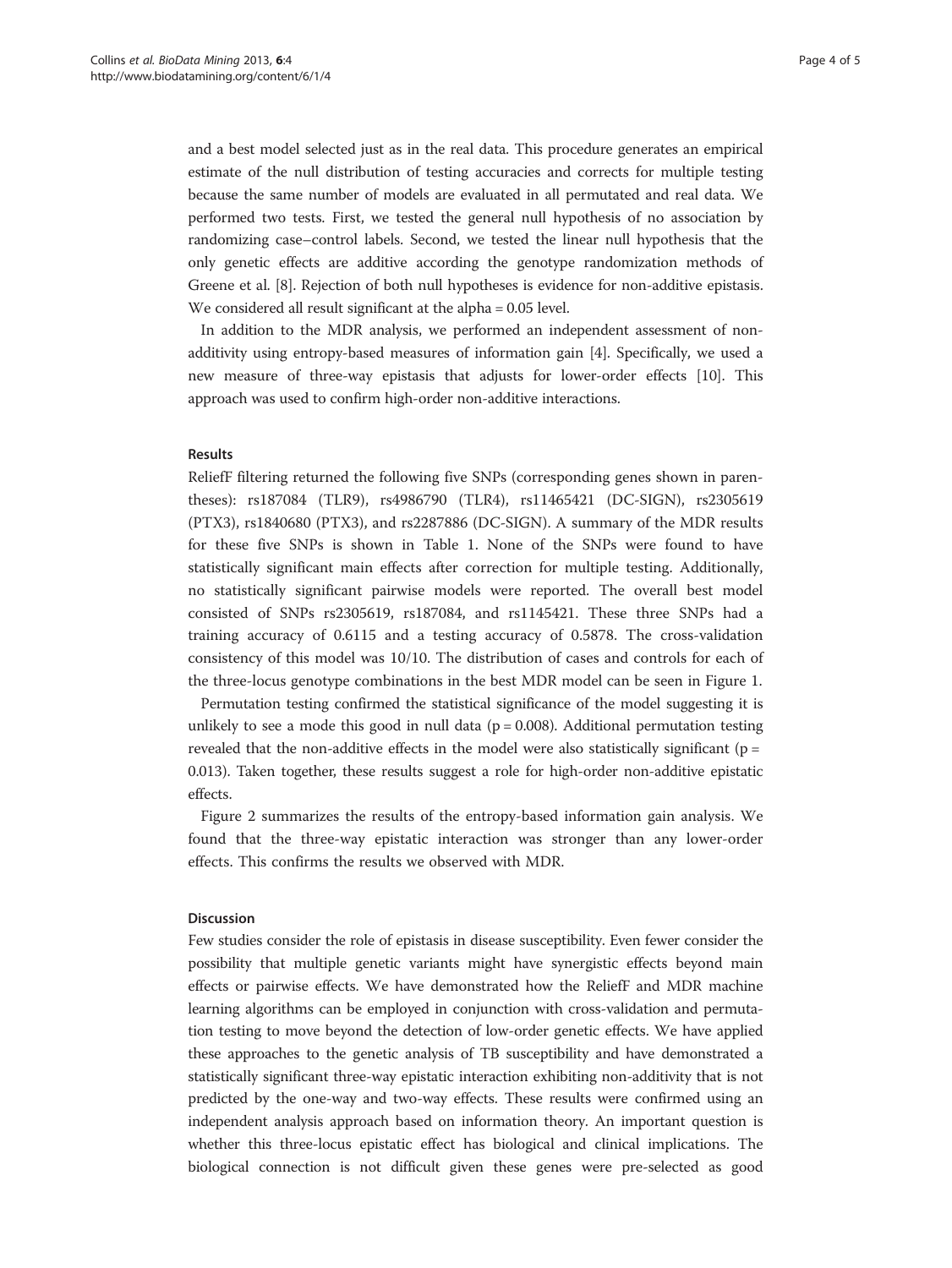and a best model selected just as in the real data. This procedure generates an empirical estimate of the null distribution of testing accuracies and corrects for multiple testing because the same number of models are evaluated in all permutated and real data. We performed two tests. First, we tested the general null hypothesis of no association by randomizing case–control labels. Second, we tested the linear null hypothesis that the only genetic effects are additive according the genotype randomization methods of Greene et al. [8]. Rejection of both null hypotheses is evidence for non-additive epistasis. We considered all result significant at the alpha = 0.05 level.

In addition to the MDR analysis, we performed an independent assessment of non-additivity using entropy-based measures of information gain [4]. Specifically, we used a new measure of three-way epistasis that adjusts for lower-order effects [10]. This approach was used to confirm high-order non-additive interactions.

### Results

ReliefF filtering returned the following five SNPs (corresponding genes shown in parentheses): rs187084 (TLR9), rs4986790 (TLR4), rs11465421 (DC-SIGN), rs2305619 (PTX3), rs1840680 (PTX3), and rs2287886 (DC-SIGN). A summary of the MDR results for these five SNPs is shown in Table 1. None of the SNPs were found to have statistically significant main effects after correction for multiple testing. Additionally, no statistically significant pairwise models were reported. The overall best model consisted of SNPs rs2305619, rs187084, and rs1145421. These three SNPs had a training accuracy of 0.6115 and a testing accuracy of 0.5878. The cross-validation consistency of this model was 10/10. The distribution of cases and controls for each of the three-locus genotype combinations in the best MDR model can be seen in Figure 1.

Permutation testing confirmed the statistical significance of the model suggesting it is unlikely to see a mode this good in null data ($p = 0.008$). Additional permutation testing revealed that the non-additive effects in the model were also statistically significant ($p = 0.013$). Taken together, these results suggest a role for high-order non-additive epistatic effects.

Figure 2 summarizes the results of the entropy-based information gain analysis. We found that the three-way epistatic interaction was stronger than any lower-order effects. This confirms the results we observed with MDR.

### Discussion

Few studies consider the role of epistasis in disease susceptibility. Even fewer consider the possibility that multiple genetic variants might have synergistic effects beyond main effects or pairwise effects. We have demonstrated how the ReliefF and MDR machine learning algorithms can be employed in conjunction with cross-validation and permutation testing to move beyond the detection of low-order genetic effects. We have applied these approaches to the genetic analysis of TB susceptibility and have demonstrated a statistically significant three-way epistatic interaction exhibiting non-additivity that is not predicted by the one-way and two-way effects. These results were confirmed using an independent analysis approach based on information theory. An important question is whether this three-locus epistatic effect has biological and clinical implications. The biological connection is not difficult given these genes were pre-selected as good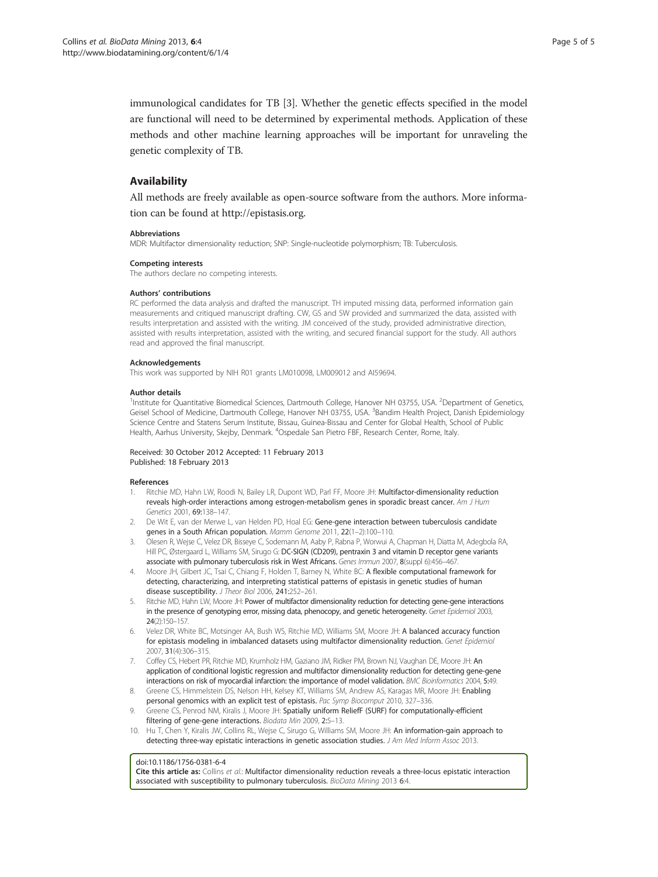immunological candidates for TB [3]. Whether the genetic effects specified in the model are functional will need to be determined by experimental methods. Application of these methods and other machine learning approaches will be important for unraveling the genetic complexity of TB.

## Availability

All methods are freely available as open-source software from the authors. More information can be found at http://epistasis.org.

#### Abbreviations

MDR: Multifactor dimensionality reduction; SNP: Single-nucleotide polymorphism; TB: Tuberculosis.

#### Competing interests

The authors declare no competing interests.

#### Authors' contributions

RC performed the data analysis and drafted the manuscript. TH imputed missing data, performed information gain measurements and critiqued manuscript drafting. CW, GS and SW provided and summarized the data, assisted with results interpretation and assisted with the writing. JM conceived of the study, provided administrative direction, assisted with results interpretation, assisted with the writing, and secured financial support for the study. All authors read and approved the final manuscript.

#### Acknowledgements

This work was supported by NIH R01 grants LM010098, LM009012 and AI59694.

#### Author details

[1]Institute for Quantitative Biomedical Sciences, Dartmouth College, Hanover NH 03755, USA. [2]Department of Genetics, Geisel School of Medicine, Dartmouth College, Hanover NH 03755, USA. [3]Bandim Health Project, Danish Epidemiology Science Centre and Statens Serum Institute, Bissau, Guinea-Bissau and Center for Global Health, School of Public Health, Aarhus University, Skejby, Denmark. [4]Ospedale San Pietro FBF, Research Center, Rome, Italy.

Received: 30 October 2012 Accepted: 11 February 2013
Published: 18 February 2013

#### References

1. Ritchie MD, Hahn LW, Roodi N, Bailey LR, Dupont WD, Parl FF, Moore JH: **Multifactor-dimensionality reduction reveals high-order interactions among estrogen-metabolism genes in sporadic breast cancer.** *Am J Hum Genetics* 2001, **69:**138–147.
2. De Wit E, van der Merwe L, van Helden PD, Hoal EG: **Gene-gene interaction between tuberculosis candidate genes in a South African population.** *Mamm Genome* 2011, **22**(1–2):100–110.
3. Olesen R, Wejse C, Velez DR, Bisseye C, Sodemann M, Aaby P, Rabna P, Worwui A, Chapman H, Diatta M, Adegbola RA, Hill PC, Østergaard L, Williams SM, Sirugo G: **DC-SIGN (CD209), pentraxin 3 and vitamin D receptor gene variants associate with pulmonary tuberculosis risk in West Africans.** *Genes Immun* 2007, **8**(suppl 6):456–467.
4. Moore JH, Gilbert JC, Tsai C, Chiang F, Holden T, Barney N, White BC: **A flexible computational framework for detecting, characterizing, and interpreting statistical patterns of epistasis in genetic studies of human disease susceptibility.** *J Theor Biol* 2006, **241:**252–261.
5. Ritchie MD, Hahn LW, Moore JH: **Power of multifactor dimensionality reduction for detecting gene-gene interactions in the presence of genotyping error, missing data, phenocopy, and genetic heterogeneity.** *Genet Epidemiol* 2003, **24**(2):150–157.
6. Velez DR, White BC, Motsinger AA, Bush WS, Ritchie MD, Williams SM, Moore JH: **A balanced accuracy function for epistasis modeling in imbalanced datasets using multifactor dimensionality reduction.** *Genet Epidemiol* 2007, **31**(4):306–315.
7. Coffey CS, Hebert PR, Ritchie MD, Krumholz HM, Gaziano JM, Ridker PM, Brown NJ, Vaughan DE, Moore JH: **An application of conditional logistic regression and multifactor dimensionality reduction for detecting gene-gene interactions on risk of myocardial infarction: the importance of model validation.** *BMC Bioinformatics* 2004, **5:**49.
8. Greene CS, Himmelstein DS, Nelson HH, Kelsey KT, Williams SM, Andrew AS, Karagas MR, Moore JH: **Enabling personal genomics with an explicit test of epistasis.** *Pac Symp Biocomput* 2010, 327–336.
9. Greene CS, Penrod NM, Kiralis J, Moore JH: **Spatially uniform ReliefF (SURF) for computationally-efficient filtering of gene-gene interactions.** *Biodata Min* 2009, **2:**5–13.
10. Hu T, Chen Y, Kiralis JW, Collins RL, Wejse C, Sirugo G, Williams SM, Moore JH: **An information-gain approach to detecting three-way epistatic interactions in genetic association studies.** *J Am Med Inform Assoc* 2013.

doi:10.1186/1756-0381-6-4
**Cite this article as:** Collins *et al.*: Multifactor dimensionality reduction reveals a three-locus epistatic interaction associated with susceptibility to pulmonary tuberculosis. *BioData Mining* 2013 **6**:4.